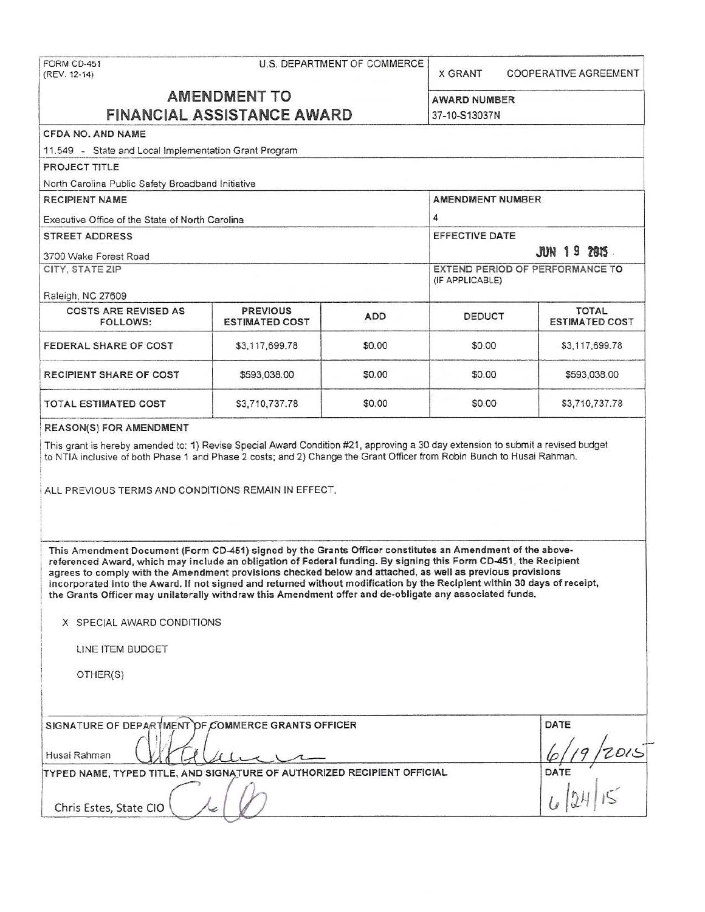FORM CD-451
(REV. 12-14)

U.S. DEPARTMENT OF COMMERCE

X GRANT    COOPERATIVE AGREEMENT

# AMENDMENT TO FINANCIAL ASSISTANCE AWARD

**AWARD NUMBER**
37-10-S13037N

**CFDA NO. AND NAME**
11.549 - State and Local Implementation Grant Program

**PROJECT TITLE**
North Carolina Public Safety Broadband Initiative

**RECIPIENT NAME**
Executive Office of the State of North Carolina

**AMENDMENT NUMBER**
4

**STREET ADDRESS**
3700 Wake Forest Road

**EFFECTIVE DATE**
JUN 19 2015

**CITY, STATE ZIP**
Raleigh, NC 27609

**EXTEND PERIOD OF PERFORMANCE TO (IF APPLICABLE)**

| COSTS ARE REVISED AS FOLLOWS: | PREVIOUS ESTIMATED COST | ADD | DEDUCT | TOTAL ESTIMATED COST |
|---|---|---|---|---|
| FEDERAL SHARE OF COST | $3,117,699.78 | $0.00 | $0.00 | $3,117,699.78 |
| RECIPIENT SHARE OF COST | $593,038.00 | $0.00 | $0.00 | $593,038.00 |
| TOTAL ESTIMATED COST | $3,710,737.78 | $0.00 | $0.00 | $3,710,737.78 |

**REASON(S) FOR AMENDMENT**

This grant is hereby amended to: 1) Revise Special Award Condition #21, approving a 30 day extension to submit a revised budget to NTIA inclusive of both Phase 1 and Phase 2 costs; and 2) Change the Grant Officer from Robin Bunch to Husai Rahman.

ALL PREVIOUS TERMS AND CONDITIONS REMAIN IN EFFECT.

**This Amendment Document (Form CD-451) signed by the Grants Officer constitutes an Amendment of the above-referenced Award, which may include an obligation of Federal funding. By signing this Form CD-451, the Recipient agrees to comply with the Amendment provisions checked below and attached, as well as previous provisions incorporated into the Award. If not signed and returned without modification by the Recipient within 30 days of receipt, the Grants Officer may unilaterally withdraw this Amendment offer and de-obligate any associated funds.**

X SPECIAL AWARD CONDITIONS

LINE ITEM BUDGET

OTHER(S)

| SIGNATURE OF DEPARTMENT OF COMMERCE GRANTS OFFICER | DATE |
|---|---|
| Husai Rahman | 6/19/2015 |

| TYPED NAME, TYPED TITLE, AND SIGNATURE OF AUTHORIZED RECIPIENT OFFICIAL | DATE |
|---|---|
| Chris Estes, State CIO | 6/24/15 |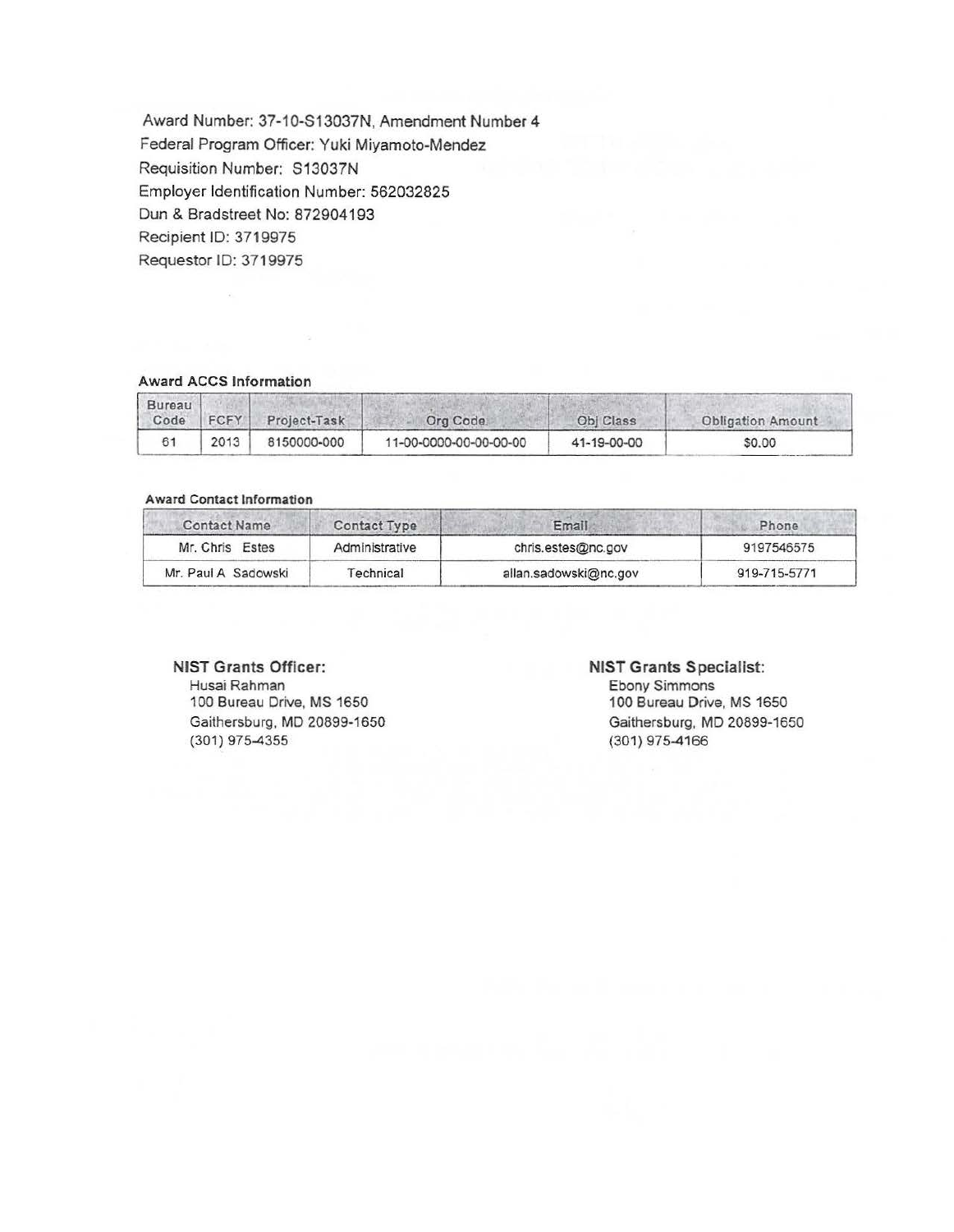Award Number: 37-10-S13037N, Amendment Number 4
Federal Program Officer: Yuki Miyamoto-Mendez
Requisition Number: S13037N
Employer Identification Number: 562032825
Dun & Bradstreet No: 872904193
Recipient ID: 3719975
Requestor ID: 3719975

**Award ACCS Information**

| Bureau Code | FCFY | Project-Task | Org Code | Obj Class | Obligation Amount |
|---|---|---|---|---|---|
| 61 | 2013 | 8150000-000 | 11-00-0000-00-00-00-00 | 41-19-00-00 | $0.00 |

**Award Contact Information**

| Contact Name | Contact Type | Email | Phone |
|---|---|---|---|
| Mr. Chris Estes | Administrative | chris.estes@nc.gov | 9197546575 |
| Mr. Paul A Sadowski | Technical | allan.sadowski@nc.gov | 919-715-5771 |

**NIST Grants Officer:**
Husai Rahman
100 Bureau Drive, MS 1650
Gaithersburg, MD 20899-1650
(301) 975-4355

**NIST Grants Specialist:**
Ebony Simmons
100 Bureau Drive, MS 1650
Gaithersburg, MD 20899-1650
(301) 975-4166